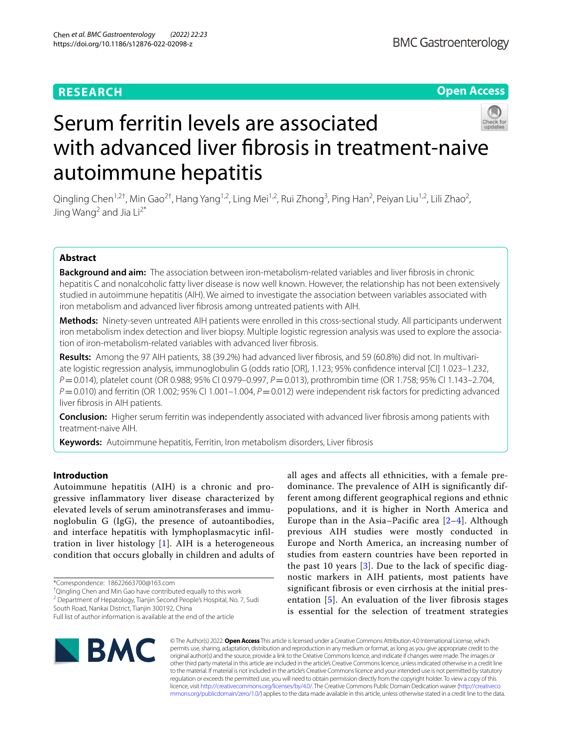RESEARCH

Open Access

# Serum ferritin levels are associated with advanced liver fibrosis in treatment-naive autoimmune hepatitis

Qingling Chen[1,2†], Min Gao[2†], Hang Yang[1,2], Ling Mei[1,2], Rui Zhong[3], Ping Han[2], Peiyan Liu[1,2], Lili Zhao[2], Jing Wang[2] and Jia Li[2*]

## Abstract

**Background and aim:** The association between iron-metabolism-related variables and liver fibrosis in chronic hepatitis C and nonalcoholic fatty liver disease is now well known. However, the relationship has not been extensively studied in autoimmune hepatitis (AIH). We aimed to investigate the association between variables associated with iron metabolism and advanced liver fibrosis among untreated patients with AIH.

**Methods:** Ninety-seven untreated AIH patients were enrolled in this cross-sectional study. All participants underwent iron metabolism index detection and liver biopsy. Multiple logistic regression analysis was used to explore the association of iron-metabolism-related variables with advanced liver fibrosis.

**Results:** Among the 97 AIH patients, 38 (39.2%) had advanced liver fibrosis, and 59 (60.8%) did not. In multivariate logistic regression analysis, immunoglobulin G (odds ratio [OR], 1.123; 95% confidence interval [CI] 1.023–1.232, $P=0.014$), platelet count (OR 0.988; 95% CI 0.979–0.997, $P=0.013$), prothrombin time (OR 1.758; 95% CI 1.143–2.704, $P=0.010$) and ferritin (OR 1.002; 95% CI 1.001–1.004, $P=0.012$) were independent risk factors for predicting advanced liver fibrosis in AIH patients.

**Conclusion:** Higher serum ferritin was independently associated with advanced liver fibrosis among patients with treatment-naive AIH.

**Keywords:** Autoimmune hepatitis, Ferritin, Iron metabolism disorders, Liver fibrosis

## Introduction

Autoimmune hepatitis (AIH) is a chronic and progressive inflammatory liver disease characterized by elevated levels of serum aminotransferases and immunoglobulin G (IgG), the presence of autoantibodies, and interface hepatitis with lymphoplasmacytic infiltration in liver histology [1]. AIH is a heterogeneous condition that occurs globally in children and adults of all ages and affects all ethnicities, with a female predominance. The prevalence of AIH is significantly different among different geographical regions and ethnic populations, and it is higher in North America and Europe than in the Asia–Pacific area [2–4]. Although previous AIH studies were mostly conducted in Europe and North America, an increasing number of studies from eastern countries have been reported in the past 10 years [3]. Due to the lack of specific diagnostic markers in AIH patients, most patients have significant fibrosis or even cirrhosis at the initial presentation [5]. An evaluation of the liver fibrosis stages is essential for the selection of treatment strategies

*Correspondence: 18622663700@163.com

†Qingling Chen and Min Gao have contributed equally to this work

[2] Department of Hepatology, Tianjin Second People's Hospital, No. 7, Sudi South Road, Nankai District, Tianjin 300192, China

Full list of author information is available at the end of the article

© The Author(s) 2022. **Open Access** This article is licensed under a Creative Commons Attribution 4.0 International License, which permits use, sharing, adaptation, distribution and reproduction in any medium or format, as long as you give appropriate credit to the original author(s) and the source, provide a link to the Creative Commons licence, and indicate if changes were made. The images or other third party material in this article are included in the article's Creative Commons licence, unless indicated otherwise in a credit line to the material. If material is not included in the article's Creative Commons licence and your intended use is not permitted by statutory regulation or exceeds the permitted use, you will need to obtain permission directly from the copyright holder. To view a copy of this licence, visit http://creativecommons.org/licenses/by/4.0/. The Creative Commons Public Domain Dedication waiver (http://creativecommons.org/publicdomain/zero/1.0/) applies to the data made available in this article, unless otherwise stated in a credit line to the data.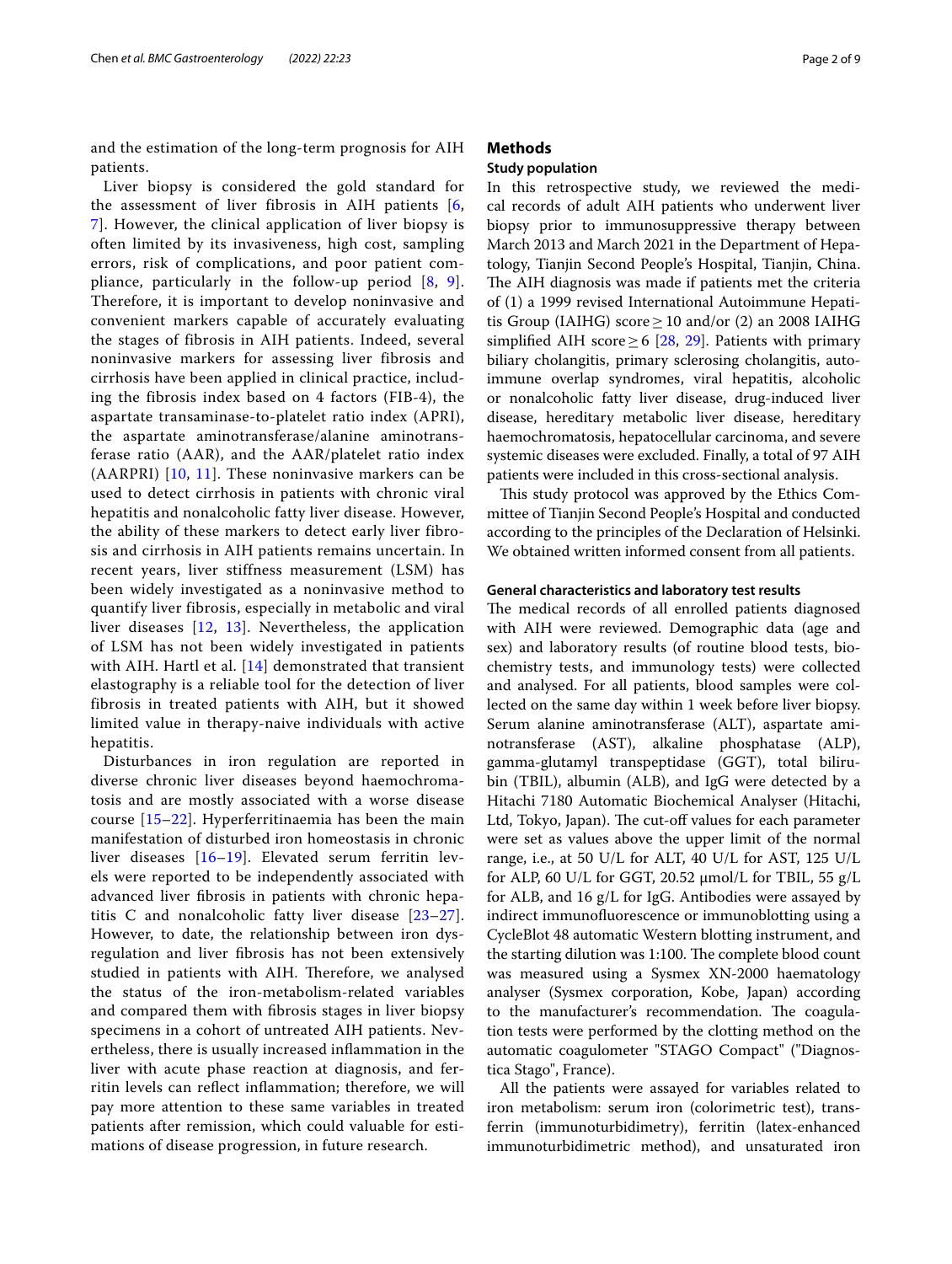and the estimation of the long-term prognosis for AIH patients.

Liver biopsy is considered the gold standard for the assessment of liver fibrosis in AIH patients [6, 7]. However, the clinical application of liver biopsy is often limited by its invasiveness, high cost, sampling errors, risk of complications, and poor patient compliance, particularly in the follow-up period [8, 9]. Therefore, it is important to develop noninvasive and convenient markers capable of accurately evaluating the stages of fibrosis in AIH patients. Indeed, several noninvasive markers for assessing liver fibrosis and cirrhosis have been applied in clinical practice, including the fibrosis index based on 4 factors (FIB-4), the aspartate transaminase-to-platelet ratio index (APRI), the aspartate aminotransferase/alanine aminotransferase ratio (AAR), and the AAR/platelet ratio index (AARPRI) [10, 11]. These noninvasive markers can be used to detect cirrhosis in patients with chronic viral hepatitis and nonalcoholic fatty liver disease. However, the ability of these markers to detect early liver fibrosis and cirrhosis in AIH patients remains uncertain. In recent years, liver stiffness measurement (LSM) has been widely investigated as a noninvasive method to quantify liver fibrosis, especially in metabolic and viral liver diseases [12, 13]. Nevertheless, the application of LSM has not been widely investigated in patients with AIH. Hartl et al. [14] demonstrated that transient elastography is a reliable tool for the detection of liver fibrosis in treated patients with AIH, but it showed limited value in therapy-naive individuals with active hepatitis.

Disturbances in iron regulation are reported in diverse chronic liver diseases beyond haemochromatosis and are mostly associated with a worse disease course [15–22]. Hyperferritinaemia has been the main manifestation of disturbed iron homeostasis in chronic liver diseases [16–19]. Elevated serum ferritin levels were reported to be independently associated with advanced liver fibrosis in patients with chronic hepatitis C and nonalcoholic fatty liver disease [23–27]. However, to date, the relationship between iron dysregulation and liver fibrosis has not been extensively studied in patients with AIH. Therefore, we analysed the status of the iron-metabolism-related variables and compared them with fibrosis stages in liver biopsy specimens in a cohort of untreated AIH patients. Nevertheless, there is usually increased inflammation in the liver with acute phase reaction at diagnosis, and ferritin levels can reflect inflammation; therefore, we will pay more attention to these same variables in treated patients after remission, which could valuable for estimations of disease progression, in future research.

## Methods

### Study population

In this retrospective study, we reviewed the medical records of adult AIH patients who underwent liver biopsy prior to immunosuppressive therapy between March 2013 and March 2021 in the Department of Hepatology, Tianjin Second People's Hospital, Tianjin, China. The AIH diagnosis was made if patients met the criteria of (1) a 1999 revised International Autoimmune Hepatitis Group (IAIHG) score $\geq 10$ and/or (2) an 2008 IAIHG simplified AIH score $\geq 6$ [28, 29]. Patients with primary biliary cholangitis, primary sclerosing cholangitis, autoimmune overlap syndromes, viral hepatitis, alcoholic or nonalcoholic fatty liver disease, drug-induced liver disease, hereditary metabolic liver disease, hereditary haemochromatosis, hepatocellular carcinoma, and severe systemic diseases were excluded. Finally, a total of 97 AIH patients were included in this cross-sectional analysis.

This study protocol was approved by the Ethics Committee of Tianjin Second People's Hospital and conducted according to the principles of the Declaration of Helsinki. We obtained written informed consent from all patients.

### General characteristics and laboratory test results

The medical records of all enrolled patients diagnosed with AIH were reviewed. Demographic data (age and sex) and laboratory results (of routine blood tests, biochemistry tests, and immunology tests) were collected and analysed. For all patients, blood samples were collected on the same day within 1 week before liver biopsy. Serum alanine aminotransferase (ALT), aspartate aminotransferase (AST), alkaline phosphatase (ALP), gamma-glutamyl transpeptidase (GGT), total bilirubin (TBIL), albumin (ALB), and IgG were detected by a Hitachi 7180 Automatic Biochemical Analyser (Hitachi, Ltd, Tokyo, Japan). The cut-off values for each parameter were set as values above the upper limit of the normal range, i.e., at 50 U/L for ALT, 40 U/L for AST, 125 U/L for ALP, 60 U/L for GGT, 20.52 μmol/L for TBIL, 55 g/L for ALB, and 16 g/L for IgG. Antibodies were assayed by indirect immunofluorescence or immunoblotting using a CycleBlot 48 automatic Western blotting instrument, and the starting dilution was 1:100. The complete blood count was measured using a Sysmex XN-2000 haematology analyser (Sysmex corporation, Kobe, Japan) according to the manufacturer's recommendation. The coagulation tests were performed by the clotting method on the automatic coagulometer "STAGO Compact" ("Diagnostica Stago", France).

All the patients were assayed for variables related to iron metabolism: serum iron (colorimetric test), transferrin (immunoturbidimetry), ferritin (latex-enhanced immunoturbidimetric method), and unsaturated iron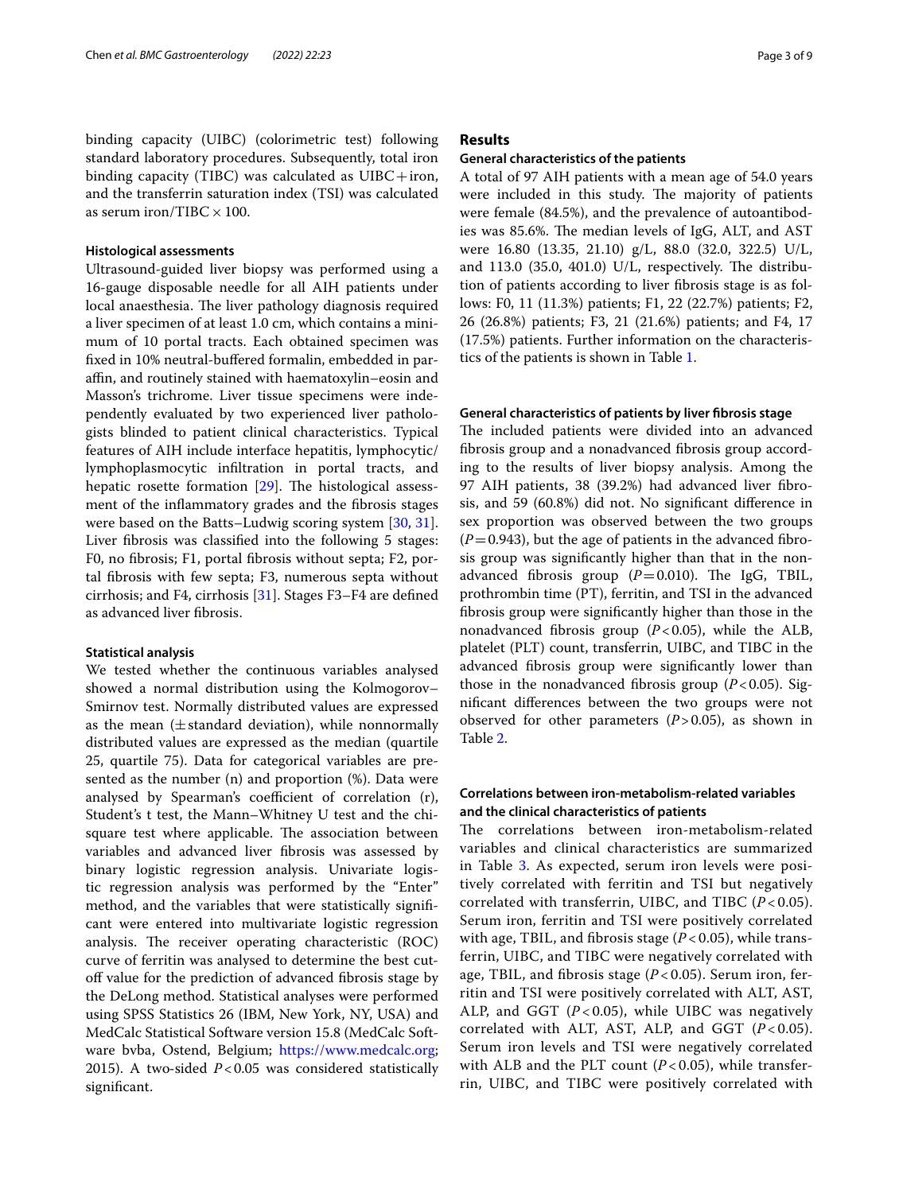binding capacity (UIBC) (colorimetric test) following standard laboratory procedures. Subsequently, total iron binding capacity (TIBC) was calculated as UIBC + iron, and the transferrin saturation index (TSI) was calculated as serum iron/TIBC × 100.

### Histological assessments

Ultrasound-guided liver biopsy was performed using a 16-gauge disposable needle for all AIH patients under local anaesthesia. The liver pathology diagnosis required a liver specimen of at least 1.0 cm, which contains a minimum of 10 portal tracts. Each obtained specimen was fixed in 10% neutral-buffered formalin, embedded in paraffin, and routinely stained with haematoxylin–eosin and Masson's trichrome. Liver tissue specimens were independently evaluated by two experienced liver pathologists blinded to patient clinical characteristics. Typical features of AIH include interface hepatitis, lymphocytic/lymphoplasmocytic infiltration in portal tracts, and hepatic rosette formation [29]. The histological assessment of the inflammatory grades and the fibrosis stages were based on the Batts–Ludwig scoring system [30, 31]. Liver fibrosis was classified into the following 5 stages: F0, no fibrosis; F1, portal fibrosis without septa; F2, portal fibrosis with few septa; F3, numerous septa without cirrhosis; and F4, cirrhosis [31]. Stages F3–F4 are defined as advanced liver fibrosis.

### Statistical analysis

We tested whether the continuous variables analysed showed a normal distribution using the Kolmogorov–Smirnov test. Normally distributed values are expressed as the mean (± standard deviation), while nonnormally distributed values are expressed as the median (quartile 25, quartile 75). Data for categorical variables are presented as the number (n) and proportion (%). Data were analysed by Spearman's coefficient of correlation (r), Student's t test, the Mann–Whitney U test and the chi-square test where applicable. The association between variables and advanced liver fibrosis was assessed by binary logistic regression analysis. Univariate logistic regression analysis was performed by the "Enter" method, and the variables that were statistically significant were entered into multivariate logistic regression analysis. The receiver operating characteristic (ROC) curve of ferritin was analysed to determine the best cutoff value for the prediction of advanced fibrosis stage by the DeLong method. Statistical analyses were performed using SPSS Statistics 26 (IBM, New York, NY, USA) and MedCalc Statistical Software version 15.8 (MedCalc Software bvba, Ostend, Belgium; https://www.medcalc.org; 2015). A two-sided $P < 0.05$ was considered statistically significant.

## Results

### General characteristics of the patients

A total of 97 AIH patients with a mean age of 54.0 years were included in this study. The majority of patients were female (84.5%), and the prevalence of autoantibodies was 85.6%. The median levels of IgG, ALT, and AST were 16.80 (13.35, 21.10) g/L, 88.0 (32.0, 322.5) U/L, and 113.0 (35.0, 401.0) U/L, respectively. The distribution of patients according to liver fibrosis stage is as follows: F0, 11 (11.3%) patients; F1, 22 (22.7%) patients; F2, 26 (26.8%) patients; F3, 21 (21.6%) patients; and F4, 17 (17.5%) patients. Further information on the characteristics of the patients is shown in Table 1.

### General characteristics of patients by liver fibrosis stage

The included patients were divided into an advanced fibrosis group and a nonadvanced fibrosis group according to the results of liver biopsy analysis. Among the 97 AIH patients, 38 (39.2%) had advanced liver fibrosis, and 59 (60.8%) did not. No significant difference in sex proportion was observed between the two groups ($P = 0.943$), but the age of patients in the advanced fibrosis group was significantly higher than that in the nonadvanced fibrosis group ($P = 0.010$). The IgG, TBIL, prothrombin time (PT), ferritin, and TSI in the advanced fibrosis group were significantly higher than those in the nonadvanced fibrosis group ($P < 0.05$), while the ALB, platelet (PLT) count, transferrin, UIBC, and TIBC in the advanced fibrosis group were significantly lower than those in the nonadvanced fibrosis group ($P < 0.05$). Significant differences between the two groups were not observed for other parameters ($P > 0.05$), as shown in Table 2.

### Correlations between iron-metabolism-related variables and the clinical characteristics of patients

The correlations between iron-metabolism-related variables and clinical characteristics are summarized in Table 3. As expected, serum iron levels were positively correlated with ferritin and TSI but negatively correlated with transferrin, UIBC, and TIBC ($P < 0.05$). Serum iron, ferritin and TSI were positively correlated with age, TBIL, and fibrosis stage ($P < 0.05$), while transferrin, UIBC, and TIBC were negatively correlated with age, TBIL, and fibrosis stage ($P < 0.05$). Serum iron, ferritin and TSI were positively correlated with ALT, AST, ALP, and GGT ($P < 0.05$), while UIBC was negatively correlated with ALT, AST, ALP, and GGT ($P < 0.05$). Serum iron levels and TSI were negatively correlated with ALB and the PLT count ($P < 0.05$), while transferrin, UIBC, and TIBC were positively correlated with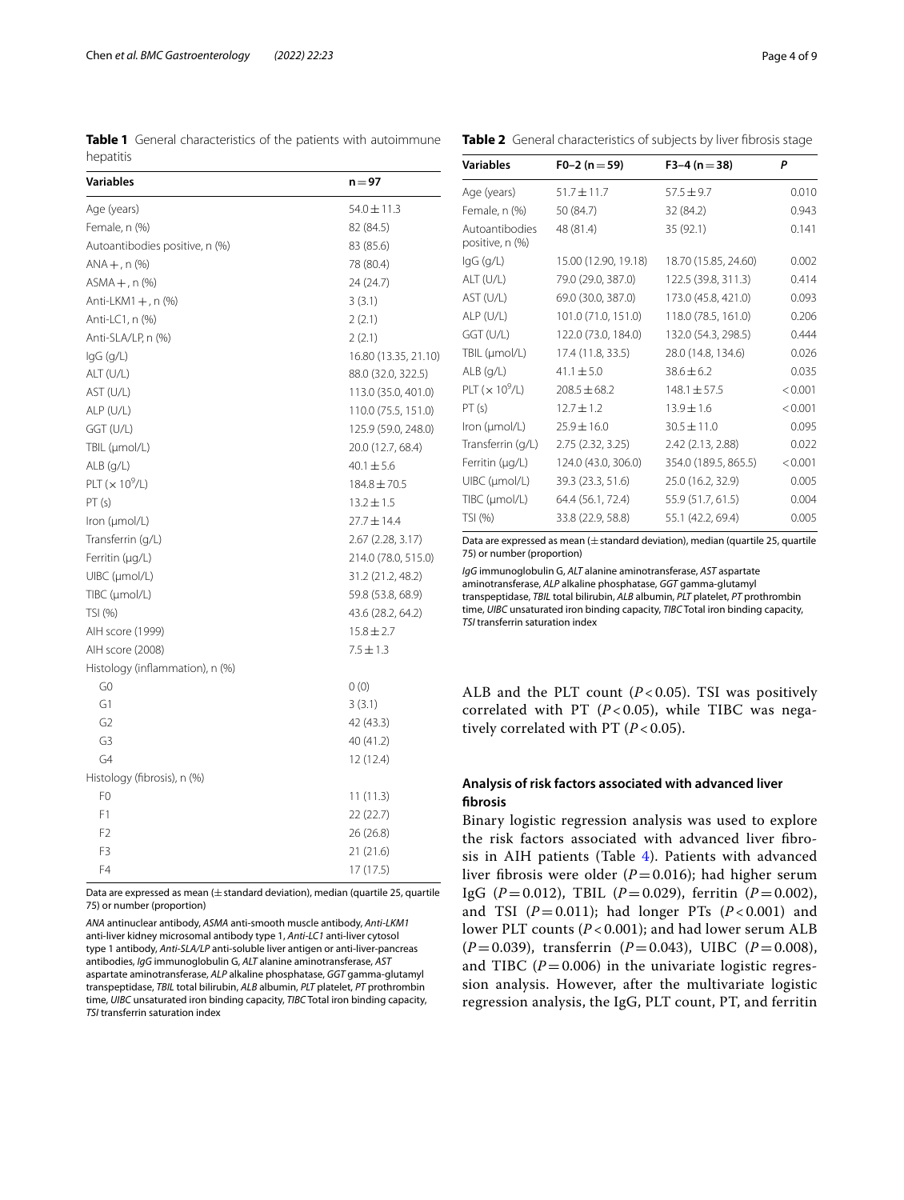**Table 1** General characteristics of the patients with autoimmune hepatitis

| Variables | n = 97 |
|---|---|
| Age (years) | 54.0 ± 11.3 |
| Female, n (%) | 82 (84.5) |
| Autoantibodies positive, n (%) | 83 (85.6) |
| ANA +, n (%) | 78 (80.4) |
| ASMA +, n (%) | 24 (24.7) |
| Anti-LKM1 +, n (%) | 3 (3.1) |
| Anti-LC1, n (%) | 2 (2.1) |
| Anti-SLA/LP, n (%) | 2 (2.1) |
| IgG (g/L) | 16.80 (13.35, 21.10) |
| ALT (U/L) | 88.0 (32.0, 322.5) |
| AST (U/L) | 113.0 (35.0, 401.0) |
| ALP (U/L) | 110.0 (75.5, 151.0) |
| GGT (U/L) | 125.9 (59.0, 248.0) |
| TBIL (μmol/L) | 20.0 (12.7, 68.4) |
| ALB (g/L) | 40.1 ± 5.6 |
| PLT (× $10^9$/L) | 184.8 ± 70.5 |
| PT (s) | 13.2 ± 1.5 |
| Iron (μmol/L) | 27.7 ± 14.4 |
| Transferrin (g/L) | 2.67 (2.28, 3.17) |
| Ferritin (μg/L) | 214.0 (78.0, 515.0) |
| UIBC (μmol/L) | 31.2 (21.2, 48.2) |
| TIBC (μmol/L) | 59.8 (53.8, 68.9) |
| TSI (%) | 43.6 (28.2, 64.2) |
| AIH score (1999) | 15.8 ± 2.7 |
| AIH score (2008) | 7.5 ± 1.3 |
| Histology (inflammation), n (%) | |
| G0 | 0 (0) |
| G1 | 3 (3.1) |
| G2 | 42 (43.3) |
| G3 | 40 (41.2) |
| G4 | 12 (12.4) |
| Histology (fibrosis), n (%) | |
| F0 | 11 (11.3) |
| F1 | 22 (22.7) |
| F2 | 26 (26.8) |
| F3 | 21 (21.6) |
| F4 | 17 (17.5) |

Data are expressed as mean (± standard deviation), median (quartile 25, quartile 75) or number (proportion)

*ANA* antinuclear antibody, *ASMA* anti-smooth muscle antibody, *Anti-LKM1* anti-liver kidney microsomal antibody type 1, *Anti-LC1* anti-liver cytosol type 1 antibody, *Anti-SLA/LP* anti-soluble liver antigen or anti-liver-pancreas antibodies, *IgG* immunoglobulin G, *ALT* alanine aminotransferase, *AST* aspartate aminotransferase, *ALP* alkaline phosphatase, *GGT* gamma-glutamyl transpeptidase, *TBIL* total bilirubin, *ALB* albumin, *PLT* platelet, *PT* prothrombin time, *UIBC* unsaturated iron binding capacity, *TIBC* Total iron binding capacity, *TSI* transferrin saturation index

**Table 2** General characteristics of subjects by liver fibrosis stage

| Variables | F0–2 (n = 59) | F3–4 (n = 38) | P |
|---|---|---|---|
| Age (years) | 51.7 ± 11.7 | 57.5 ± 9.7 | 0.010 |
| Female, n (%) | 50 (84.7) | 32 (84.2) | 0.943 |
| Autoantibodies positive, n (%) | 48 (81.4) | 35 (92.1) | 0.141 |
| IgG (g/L) | 15.00 (12.90, 19.18) | 18.70 (15.85, 24.60) | 0.002 |
| ALT (U/L) | 79.0 (29.0, 387.0) | 122.5 (39.8, 311.3) | 0.414 |
| AST (U/L) | 69.0 (30.0, 387.0) | 173.0 (45.8, 421.0) | 0.093 |
| ALP (U/L) | 101.0 (71.0, 151.0) | 118.0 (78.5, 161.0) | 0.206 |
| GGT (U/L) | 122.0 (73.0, 184.0) | 132.0 (54.3, 298.5) | 0.444 |
| TBIL (μmol/L) | 17.4 (11.8, 33.5) | 28.0 (14.8, 134.6) | 0.026 |
| ALB (g/L) | 41.1 ± 5.0 | 38.6 ± 6.2 | 0.035 |
| PLT (× $10^9$/L) | 208.5 ± 68.2 | 148.1 ± 57.5 | < 0.001 |
| PT (s) | 12.7 ± 1.2 | 13.9 ± 1.6 | < 0.001 |
| Iron (μmol/L) | 25.9 ± 16.0 | 30.5 ± 11.0 | 0.095 |
| Transferrin (g/L) | 2.75 (2.32, 3.25) | 2.42 (2.13, 2.88) | 0.022 |
| Ferritin (μg/L) | 124.0 (43.0, 306.0) | 354.0 (189.5, 865.5) | < 0.001 |
| UIBC (μmol/L) | 39.3 (23.3, 51.6) | 25.0 (16.2, 32.9) | 0.005 |
| TIBC (μmol/L) | 64.4 (56.1, 72.4) | 55.9 (51.7, 61.5) | 0.004 |
| TSI (%) | 33.8 (22.9, 58.8) | 55.1 (42.2, 69.4) | 0.005 |

Data are expressed as mean (± standard deviation), median (quartile 25, quartile 75) or number (proportion)

*IgG* immunoglobulin G, *ALT* alanine aminotransferase, *AST* aspartate aminotransferase, *ALP* alkaline phosphatase, *GGT* gamma-glutamyl transpeptidase, *TBIL* total bilirubin, *ALB* albumin, *PLT* platelet, *PT* prothrombin time, *UIBC* unsaturated iron binding capacity, *TIBC* Total iron binding capacity, *TSI* transferrin saturation index

ALB and the PLT count ($P < 0.05$). TSI was positively correlated with PT ($P < 0.05$), while TIBC was negatively correlated with PT ($P < 0.05$).

### Analysis of risk factors associated with advanced liver fibrosis

Binary logistic regression analysis was used to explore the risk factors associated with advanced liver fibrosis in AIH patients (Table 4). Patients with advanced liver fibrosis were older ($P = 0.016$); had higher serum IgG ($P = 0.012$), TBIL ($P = 0.029$), ferritin ($P = 0.002$), and TSI ($P = 0.011$); had longer PTs ($P < 0.001$) and lower PLT counts ($P < 0.001$); and had lower serum ALB ($P = 0.043$), transferrin ($P = 0.039$), UIBC ($P = 0.008$), and TIBC ($P = 0.006$) in the univariate logistic regression analysis. However, after the multivariate logistic regression analysis, the IgG, PLT count, PT, and ferritin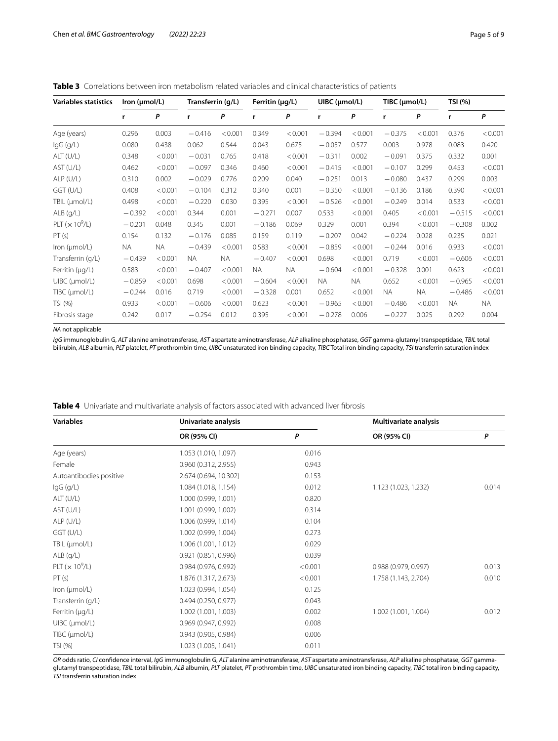**Table 3** Correlations between iron metabolism related variables and clinical characteristics of patients

| Variables statistics | Iron (μmol/L) | | Transferrin (g/L) | | Ferritin (μg/L) | | UIBC (μmol/L) | | TIBC (μmol/L) | | TSI (%) | |
|---|---|---|---|---|---|---|---|---|---|---|---|---|
| | r | *P* | r | *P* | r | *P* | r | *P* | r | *P* | r | *P* |
| Age (years) | 0.296 | 0.003 | −0.416 | <0.001 | 0.349 | <0.001 | −0.394 | <0.001 | −0.375 | <0.001 | 0.376 | <0.001 |
| IgG (g/L) | 0.080 | 0.438 | 0.062 | 0.544 | 0.043 | 0.675 | −0.057 | 0.577 | 0.003 | 0.978 | 0.083 | 0.420 |
| ALT (U/L) | 0.348 | <0.001 | −0.031 | 0.765 | 0.418 | <0.001 | −0.311 | 0.002 | −0.091 | 0.375 | 0.332 | 0.001 |
| AST (U/L) | 0.462 | <0.001 | −0.097 | 0.346 | 0.460 | <0.001 | −0.415 | <0.001 | −0.107 | 0.299 | 0.453 | <0.001 |
| ALP (U/L) | 0.310 | 0.002 | −0.029 | 0.776 | 0.209 | 0.040 | −0.251 | 0.013 | −0.080 | 0.437 | 0.299 | 0.003 |
| GGT (U/L) | 0.408 | <0.001 | −0.104 | 0.312 | 0.340 | 0.001 | −0.350 | <0.001 | −0.136 | 0.186 | 0.390 | <0.001 |
| TBIL (μmol/L) | 0.498 | <0.001 | −0.220 | 0.030 | 0.395 | <0.001 | −0.526 | <0.001 | −0.249 | 0.014 | 0.533 | <0.001 |
| ALB (g/L) | −0.392 | <0.001 | 0.344 | 0.001 | −0.271 | 0.007 | 0.533 | <0.001 | 0.405 | <0.001 | −0.515 | <0.001 |
| PLT ($\times 10^9$/L) | −0.201 | 0.048 | 0.345 | 0.001 | −0.186 | 0.069 | 0.329 | 0.001 | 0.394 | <0.001 | −0.308 | 0.002 |
| PT (s) | 0.154 | 0.132 | −0.176 | 0.085 | 0.159 | 0.119 | −0.207 | 0.042 | −0.224 | 0.028 | 0.235 | 0.021 |
| Iron (μmol/L) | NA | NA | −0.439 | <0.001 | 0.583 | <0.001 | −0.859 | <0.001 | −0.244 | 0.016 | 0.933 | <0.001 |
| Transferrin (g/L) | −0.439 | <0.001 | NA | NA | −0.407 | <0.001 | 0.698 | <0.001 | 0.719 | <0.001 | −0.606 | <0.001 |
| Ferritin (μg/L) | 0.583 | <0.001 | −0.407 | <0.001 | NA | NA | −0.604 | <0.001 | −0.328 | 0.001 | 0.623 | <0.001 |
| UIBC (μmol/L) | −0.859 | <0.001 | 0.698 | <0.001 | −0.604 | <0.001 | NA | NA | 0.652 | <0.001 | −0.965 | <0.001 |
| TIBC (μmol/L) | −0.244 | 0.016 | 0.719 | <0.001 | −0.328 | 0.001 | 0.652 | <0.001 | NA | NA | −0.486 | <0.001 |
| TSI (%) | 0.933 | <0.001 | −0.606 | <0.001 | 0.623 | <0.001 | −0.965 | <0.001 | −0.486 | <0.001 | NA | NA |
| Fibrosis stage | 0.242 | 0.017 | −0.254 | 0.012 | 0.395 | <0.001 | −0.278 | 0.006 | −0.227 | 0.025 | 0.292 | 0.004 |

*NA* not applicable

*IgG* immunoglobulin G, *ALT* alanine aminotransferase, *AST* aspartate aminotransferase, *ALP* alkaline phosphatase, *GGT* gamma-glutamyl transpeptidase, *TBIL* total bilirubin, *ALB* albumin, *PLT* platelet, *PT* prothrombin time, *UIBC* unsaturated iron binding capacity, *TIBC* Total iron binding capacity, *TSI* transferrin saturation index

**Table 4** Univariate and multivariate analysis of factors associated with advanced liver fibrosis

| Variables | Univariate analysis | | Multivariate analysis | |
|---|---|---|---|---|
| | OR (95% CI) | *P* | OR (95% CI) | *P* |
| Age (years) | 1.053 (1.010, 1.097) | 0.016 | | |
| Female | 0.960 (0.312, 2.955) | 0.943 | | |
| Autoantibodies positive | 2.674 (0.694, 10.302) | 0.153 | | |
| IgG (g/L) | 1.084 (1.018, 1.154) | 0.012 | 1.123 (1.023, 1.232) | 0.014 |
| ALT (U/L) | 1.000 (0.999, 1.001) | 0.820 | | |
| AST (U/L) | 1.001 (0.999, 1.002) | 0.314 | | |
| ALP (U/L) | 1.006 (0.999, 1.014) | 0.104 | | |
| GGT (U/L) | 1.002 (0.999, 1.004) | 0.273 | | |
| TBIL (μmol/L) | 1.006 (1.001, 1.012) | 0.029 | | |
| ALB (g/L) | 0.921 (0.851, 0.996) | 0.039 | | |
| PLT ($\times 10^9$/L) | 0.984 (0.976, 0.992) | <0.001 | 0.988 (0.979, 0.997) | 0.013 |
| PT (s) | 1.876 (1.317, 2.673) | <0.001 | 1.758 (1.143, 2.704) | 0.010 |
| Iron (μmol/L) | 1.023 (0.994, 1.054) | 0.125 | | |
| Transferrin (g/L) | 0.494 (0.250, 0.977) | 0.043 | | |
| Ferritin (μg/L) | 1.002 (1.001, 1.003) | 0.002 | 1.002 (1.001, 1.004) | 0.012 |
| UIBC (μmol/L) | 0.969 (0.947, 0.992) | 0.008 | | |
| TIBC (μmol/L) | 0.943 (0.905, 0.984) | 0.006 | | |
| TSI (%) | 1.023 (1.005, 1.041) | 0.011 | | |

*OR* odds ratio, *CI* confidence interval, *IgG* immunoglobulin G, *ALT* alanine aminotransferase, *AST* aspartate aminotransferase, *ALP* alkaline phosphatase, *GGT* gamma-glutamyl transpeptidase, *TBIL* total bilirubin, *ALB* albumin, *PLT* platelet, *PT* prothrombin time, *UIBC* unsaturated iron binding capacity, *TIBC* total iron binding capacity, *TSI* transferrin saturation index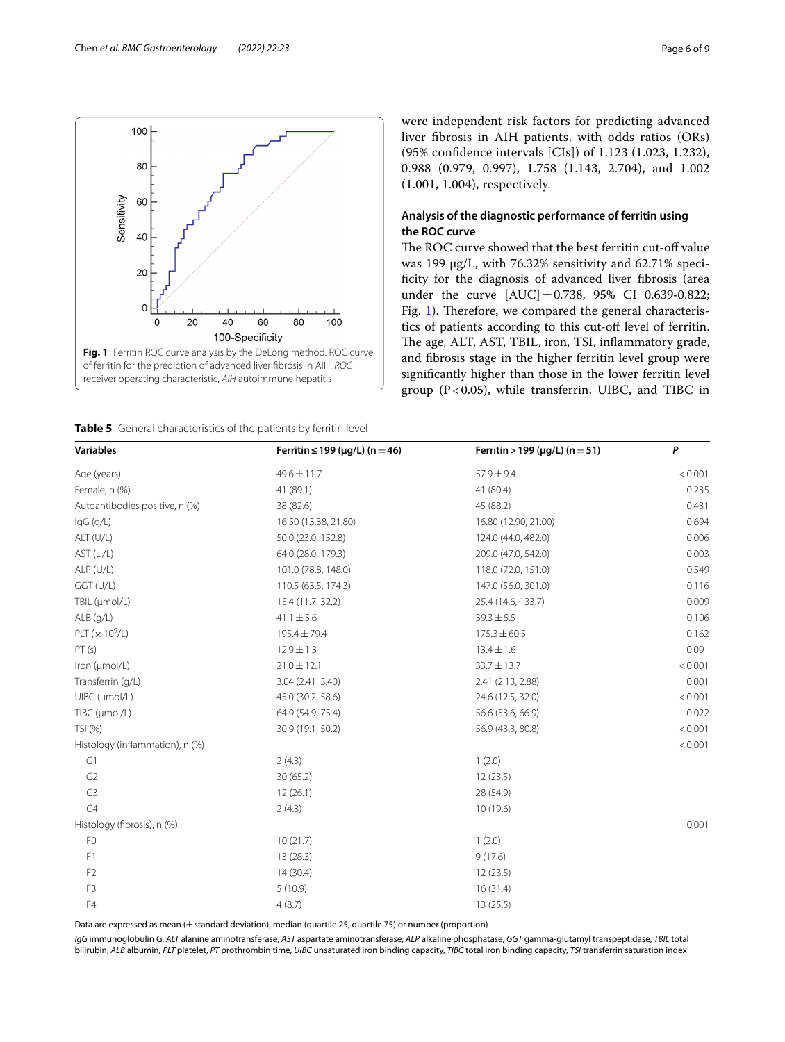Fig. 1 Ferritin ROC curve analysis by the DeLong method. ROC curve of ferritin for the prediction of advanced liver fibrosis in AIH. *ROC* receiver operating characteristic, *AIH* autoimmune hepatitis

were independent risk factors for predicting advanced liver fibrosis in AIH patients, with odds ratios (ORs) (95% confidence intervals [CIs]) of 1.123 (1.023, 1.232), 0.988 (0.979, 0.997), 1.758 (1.143, 2.704), and 1.002 (1.001, 1.004), respectively.

### Analysis of the diagnostic performance of ferritin using the ROC curve

The ROC curve showed that the best ferritin cut-off value was 199 μg/L, with 76.32% sensitivity and 62.71% specificity for the diagnosis of advanced liver fibrosis (area under the curve [AUC] = 0.738, 95% CI 0.639-0.822; Fig. 1). Therefore, we compared the general characteristics of patients according to this cut-off level of ferritin. The age, ALT, AST, TBIL, iron, TSI, inflammatory grade, and fibrosis stage in the higher ferritin level group were significantly higher than those in the lower ferritin level group ($P < 0.05$), while transferrin, UIBC, and TIBC in

**Table 5** General characteristics of the patients by ferritin level

| Variables | Ferritin ≤ 199 (μg/L) (n = 46) | Ferritin > 199 (μg/L) (n = 51) | *P* |
|---|---|---|---|
| Age (years) | 49.6 ± 11.7 | 57.9 ± 9.4 | < 0.001 |
| Female, n (%) | 41 (89.1) | 41 (80.4) | 0.235 |
| Autoantibodies positive, n (%) | 38 (82.6) | 45 (88.2) | 0.431 |
| IgG (g/L) | 16.50 (13.38, 21.80) | 16.80 (12.90, 21.00) | 0.694 |
| ALT (U/L) | 50.0 (23.0, 152.8) | 124.0 (44.0, 482.0) | 0.006 |
| AST (U/L) | 64.0 (28.0, 179.3) | 209.0 (47.0, 542.0) | 0.003 |
| ALP (U/L) | 101.0 (78.8, 148.0) | 118.0 (72.0, 151.0) | 0.549 |
| GGT (U/L) | 110.5 (63.5, 174.3) | 147.0 (56.0, 301.0) | 0.116 |
| TBIL (μmol/L) | 15.4 (11.7, 32.2) | 25.4 (14.6, 133.7) | 0.009 |
| ALB (g/L) | 41.1 ± 5.6 | 39.3 ± 5.5 | 0.106 |
| PLT ($\times 10^9$/L) | 195.4 ± 79.4 | 175.3 ± 60.5 | 0.162 |
| PT (s) | 12.9 ± 1.3 | 13.4 ± 1.6 | 0.09 |
| Iron (μmol/L) | 21.0 ± 12.1 | 33.7 ± 13.7 | < 0.001 |
| Transferrin (g/L) | 3.04 (2.41, 3.40) | 2.41 (2.13, 2.88) | 0.001 |
| UIBC (μmol/L) | 45.0 (30.2, 58.6) | 24.6 (12.5, 32.0) | < 0.001 |
| TIBC (μmol/L) | 64.9 (54.9, 75.4) | 56.6 (53.6, 66.9) | 0.022 |
| TSI (%) | 30.9 (19.1, 50.2) | 56.9 (43.3, 80.8) | < 0.001 |
| Histology (inflammation), n (%) | | | < 0.001 |
| G1 | 2 (4.3) | 1 (2.0) | |
| G2 | 30 (65.2) | 12 (23.5) | |
| G3 | 12 (26.1) | 28 (54.9) | |
| G4 | 2 (4.3) | 10 (19.6) | |
| Histology (fibrosis), n (%) | | | 0.001 |
| F0 | 10 (21.7) | 1 (2.0) | |
| F1 | 13 (28.3) | 9 (17.6) | |
| F2 | 14 (30.4) | 12 (23.5) | |
| F3 | 5 (10.9) | 16 (31.4) | |
| F4 | 4 (8.7) | 13 (25.5) | |

Data are expressed as mean (± standard deviation), median (quartile 25, quartile 75) or number (proportion)

*IgG* immunoglobulin G, *ALT* alanine aminotransferase, *AST* aspartate aminotransferase, *ALP* alkaline phosphatase, *GGT* gamma-glutamyl transpeptidase, *TBIL* total bilirubin, *ALB* albumin, *PLT* platelet, *PT* prothrombin time, *UIBC* unsaturated iron binding capacity, *TIBC* total iron binding capacity, *TSI* transferrin saturation index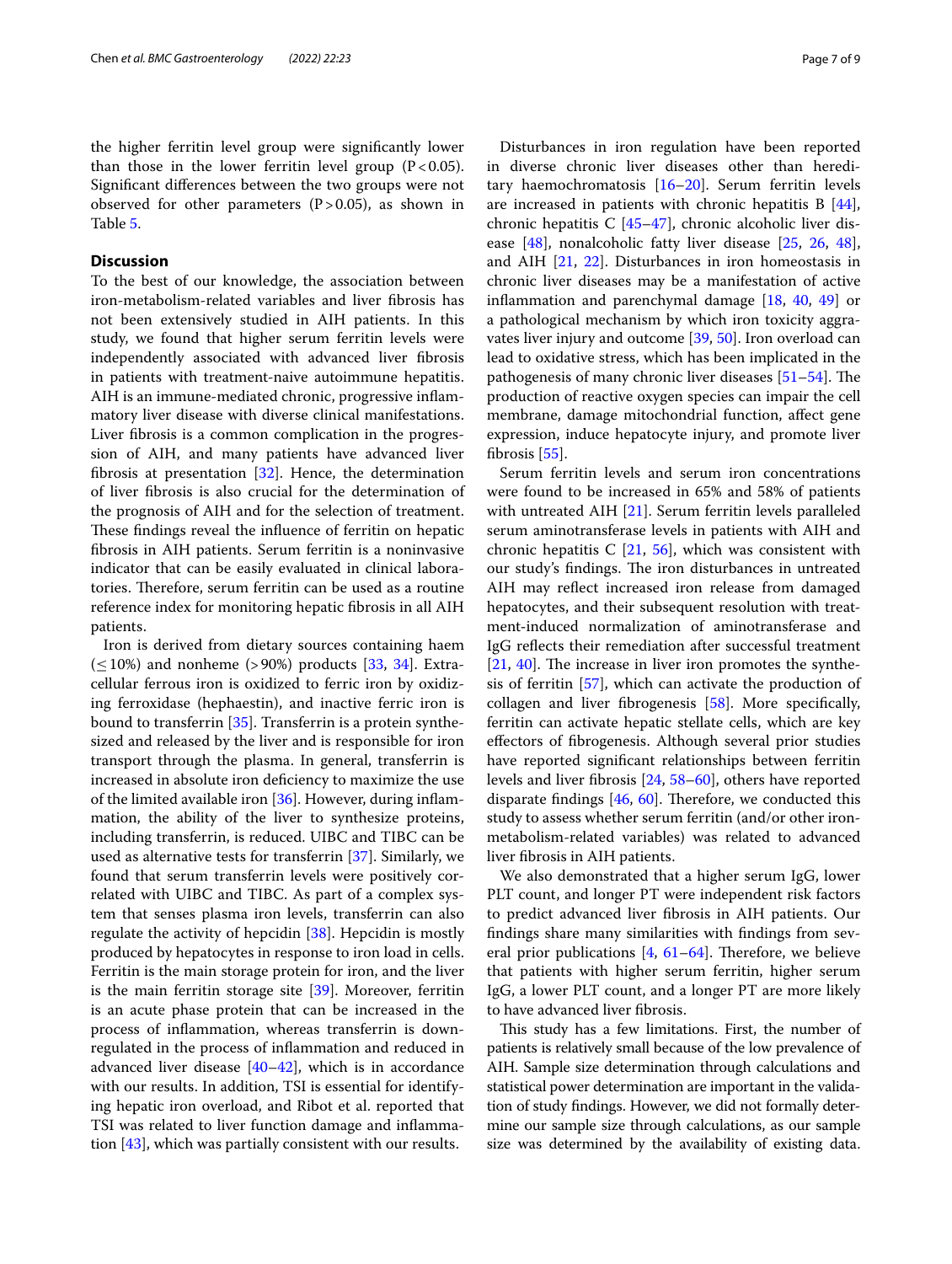the higher ferritin level group were significantly lower than those in the lower ferritin level group ($P < 0.05$). Significant differences between the two groups were not observed for other parameters ($P > 0.05$), as shown in Table 5.

## Discussion

To the best of our knowledge, the association between iron-metabolism-related variables and liver fibrosis has not been extensively studied in AIH patients. In this study, we found that higher serum ferritin levels were independently associated with advanced liver fibrosis in patients with treatment-naive autoimmune hepatitis. AIH is an immune-mediated chronic, progressive inflammatory liver disease with diverse clinical manifestations. Liver fibrosis is a common complication in the progression of AIH, and many patients have advanced liver fibrosis at presentation [32]. Hence, the determination of liver fibrosis is also crucial for the determination of the prognosis of AIH and for the selection of treatment. These findings reveal the influence of ferritin on hepatic fibrosis in AIH patients. Serum ferritin is a noninvasive indicator that can be easily evaluated in clinical laboratories. Therefore, serum ferritin can be used as a routine reference index for monitoring hepatic fibrosis in all AIH patients.

Iron is derived from dietary sources containing haem (≤10%) and nonheme (>90%) products [33, 34]. Extracellular ferrous iron is oxidized to ferric iron by oxidizing ferroxidase (hephaestin), and inactive ferric iron is bound to transferrin [35]. Transferrin is a protein synthesized and released by the liver and is responsible for iron transport through the plasma. In general, transferrin is increased in absolute iron deficiency to maximize the use of the limited available iron [36]. However, during inflammation, the ability of the liver to synthesize proteins, including transferrin, is reduced. UIBC and TIBC can be used as alternative tests for transferrin [37]. Similarly, we found that serum transferrin levels were positively correlated with UIBC and TIBC. As part of a complex system that senses plasma iron levels, transferrin can also regulate the activity of hepcidin [38]. Hepcidin is mostly produced by hepatocytes in response to iron load in cells. Ferritin is the main storage protein for iron, and the liver is the main ferritin storage site [39]. Moreover, ferritin is an acute phase protein that can be increased in the process of inflammation, whereas transferrin is downregulated in the process of inflammation and reduced in advanced liver disease [40–42], which is in accordance with our results. In addition, TSI is essential for identifying hepatic iron overload, and Ribot et al. reported that TSI was related to liver function damage and inflammation [43], which was partially consistent with our results.

Disturbances in iron regulation have been reported in diverse chronic liver diseases other than hereditary haemochromatosis [16–20]. Serum ferritin levels are increased in patients with chronic hepatitis B [44], chronic hepatitis C [45–47], chronic alcoholic liver disease [48], nonalcoholic fatty liver disease [25, 26, 48], and AIH [21, 22]. Disturbances in iron homeostasis in chronic liver diseases may be a manifestation of active inflammation and parenchymal damage [18, 40, 49] or a pathological mechanism by which iron toxicity aggravates liver injury and outcome [39, 50]. Iron overload can lead to oxidative stress, which has been implicated in the pathogenesis of many chronic liver diseases [51–54]. The production of reactive oxygen species can impair the cell membrane, damage mitochondrial function, affect gene expression, induce hepatocyte injury, and promote liver fibrosis [55].

Serum ferritin levels and serum iron concentrations were found to be increased in 65% and 58% of patients with untreated AIH [21]. Serum ferritin levels paralleled serum aminotransferase levels in patients with AIH and chronic hepatitis C [21, 56], which was consistent with our study's findings. The iron disturbances in untreated AIH may reflect increased iron release from damaged hepatocytes, and their subsequent resolution with treatment-induced normalization of aminotransferase and IgG reflects their remediation after successful treatment [21, 40]. The increase in liver iron promotes the synthesis of ferritin [57], which can activate the production of collagen and liver fibrogenesis [58]. More specifically, ferritin can activate hepatic stellate cells, which are key effectors of fibrogenesis. Although several prior studies have reported significant relationships between ferritin levels and liver fibrosis [24, 58–60], others have reported disparate findings [46, 60]. Therefore, we conducted this study to assess whether serum ferritin (and/or other iron-metabolism-related variables) was related to advanced liver fibrosis in AIH patients.

We also demonstrated that a higher serum IgG, lower PLT count, and longer PT were independent risk factors to predict advanced liver fibrosis in AIH patients. Our findings share many similarities with findings from several prior publications [4, 61–64]. Therefore, we believe that patients with higher serum ferritin, higher serum IgG, a lower PLT count, and a longer PT are more likely to have advanced liver fibrosis.

This study has a few limitations. First, the number of patients is relatively small because of the low prevalence of AIH. Sample size determination through calculations and statistical power determination are important in the validation of study findings. However, we did not formally determine our sample size through calculations, as our sample size was determined by the availability of existing data.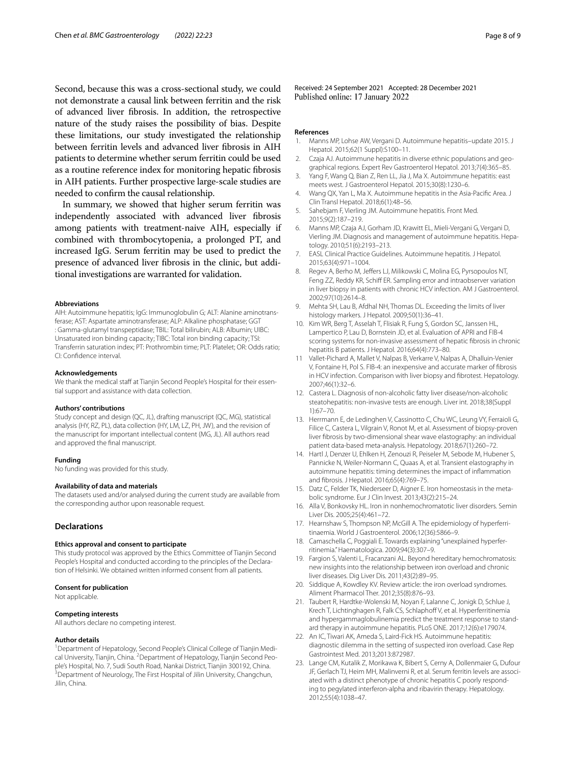Second, because this was a cross-sectional study, we could not demonstrate a causal link between ferritin and the risk of advanced liver fibrosis. In addition, the retrospective nature of the study raises the possibility of bias. Despite these limitations, our study investigated the relationship between ferritin levels and advanced liver fibrosis in AIH patients to determine whether serum ferritin could be used as a routine reference index for monitoring hepatic fibrosis in AIH patients. Further prospective large-scale studies are needed to confirm the causal relationship.

In summary, we showed that higher serum ferritin was independently associated with advanced liver fibrosis among patients with treatment-naive AIH, especially if combined with thrombocytopenia, a prolonged PT, and increased IgG. Serum ferritin may be used to predict the presence of advanced liver fibrosis in the clinic, but additional investigations are warranted for validation.

#### Abbreviations

AIH: Autoimmune hepatitis; IgG: Immunoglobulin G; ALT: Alanine aminotransferase; AST: Aspartate aminotransferase; ALP: Alkaline phosphatase; GGT : Gamma-glutamyl transpeptidase; TBIL: Total bilirubin; ALB: Albumin; UIBC: Unsaturated iron binding capacity; TIBC: Total iron binding capacity; TSI: Transferrin saturation index; PT: Prothrombin time; PLT: Platelet; OR: Odds ratio; CI: Confidence interval.

#### Acknowledgements

We thank the medical staff at Tianjin Second People's Hospital for their essential support and assistance with data collection.

#### Authors' contributions

Study concept and design (QC, JL), drafting manuscript (QC, MG), statistical analysis (HY, RZ, PL), data collection (HY, LM, LZ, PH, JW), and the revision of the manuscript for important intellectual content (MG, JL). All authors read and approved the final manuscript.

#### Funding

No funding was provided for this study.

#### Availability of data and materials

The datasets used and/or analysed during the current study are available from the corresponding author upon reasonable request.

## Declarations

#### Ethics approval and consent to participate

This study protocol was approved by the Ethics Committee of Tianjin Second People's Hospital and conducted according to the principles of the Declaration of Helsinki. We obtained written informed consent from all patients.

#### Consent for publication

Not applicable.

#### Competing interests

All authors declare no competing interest.

#### Author details

[1]Department of Hepatology, Second People's Clinical College of Tianjin Medical University, Tianjin, China. [2]Department of Hepatology, Tianjin Second People's Hospital, No. 7, Sudi South Road, Nankai District, Tianjin 300192, China. [3]Department of Neurology, The First Hospital of Jilin University, Changchun, Jilin, China.

Received: 24 September 2021 Accepted: 28 December 2021
Published online: 17 January 2022

#### References

1. Manns MP, Lohse AW, Vergani D. Autoimmune hepatitis–update 2015. J Hepatol. 2015;62(1 Suppl):S100–11.
2. Czaja AJ. Autoimmune hepatitis in diverse ethnic populations and geographical regions. Expert Rev Gastroenterol Hepatol. 2013;7(4):365–85.
3. Yang F, Wang Q, Bian Z, Ren LL, Jia J, Ma X. Autoimmune hepatitis: east meets west. J Gastroenterol Hepatol. 2015;30(8):1230–6.
4. Wang QX, Yan L, Ma X. Autoimmune hepatitis in the Asia-Pacific Area. J Clin Transl Hepatol. 2018;6(1):48–56.
5. Sahebjam F, Vierling JM. Autoimmune hepatitis. Front Med. 2015;9(2):187–219.
6. Manns MP, Czaja AJ, Gorham JD, Krawitt EL, Mieli-Vergani G, Vergani D, Vierling JM. Diagnosis and management of autoimmune hepatitis. Hepatology. 2010;51(6):2193–213.
7. EASL Clinical Practice Guidelines. Autoimmune hepatitis. J Hepatol. 2015;63(4):971–1004.
8. Regev A, Berho M, Jeffers LJ, Milikowski C, Molina EG, Pyrsopoulos NT, Feng ZZ, Reddy KR, Schiff ER. Sampling error and intraobserver variation in liver biopsy in patients with chronic HCV infection. AM J Gastroenterol. 2002;97(10):2614–8.
9. Mehta SH, Lau B, Afdhal NH, Thomas DL. Exceeding the limits of liver histology markers. J Hepatol. 2009;50(1):36–41.
10. Kim WR, Berg T, Asselah T, Flisiak R, Fung S, Gordon SC, Janssen HL, Lampertico P, Lau D, Bornstein JD, et al. Evaluation of APRI and FIB-4 scoring systems for non-invasive assessment of hepatic fibrosis in chronic hepatitis B patients. J Hepatol. 2016;64(4):773–80.
11. Vallet-Pichard A, Mallet V, Nalpas B, Verkarre V, Nalpas A, Dhalluin-Venier V, Fontaine H, Pol S. FIB-4: an inexpensive and accurate marker of fibrosis in HCV infection. Comparison with liver biopsy and fibrotest. Hepatology. 2007;46(1):32–6.
12. Castera L. Diagnosis of non-alcoholic fatty liver disease/non-alcoholic steatohepatitis: non-invasive tests are enough. Liver int. 2018;38(Suppl 1):67–70.
13. Herrmann E, de Ledinghen V, Cassinotto C, Chu WC, Leung VY, Ferraioli G, Filice C, Castera L, Vilgrain V, Ronot M, et al. Assessment of biopsy-proven liver fibrosis by two-dimensional shear wave elastography: an individual patient data-based meta-analysis. Hepatology. 2018;67(1):260–72.
14. Hartl J, Denzer U, Ehlken H, Zenouzi R, Peiseler M, Sebode M, Hubener S, Pannicke N, Weiler-Normann C, Quaas A, et al. Transient elastography in autoimmune hepatitis: timing determines the impact of inflammation and fibrosis. J Hepatol. 2016;65(4):769–75.
15. Datz C, Felder TK, Niederseer D, Aigner E. Iron homeostasis in the metabolic syndrome. Eur J Clin Invest. 2013;43(2):215–24.
16. Alla V, Bonkovsky HL. Iron in nonhemochromatotic liver disorders. Semin Liver Dis. 2005;25(4):461–72.
17. Hearnshaw S, Thompson NP, McGill A. The epidemiology of hyperferritinaemia. World J Gastroenterol. 2006;12(36):5866–9.
18. Camaschella C, Poggiali E. Towards explaining "unexplained hyperferritinemia." Haematologica. 2009;94(3):307–9.
19. Fargion S, Valenti L, Fracanzani AL. Beyond hereditary hemochromatosis: new insights into the relationship between iron overload and chronic liver diseases. Dig Liver Dis. 2011;43(2):89–95.
20. Siddique A, Kowdley KV. Review article: the iron overload syndromes. Aliment Pharmacol Ther. 2012;35(8):876–93.
21. Taubert R, Hardtke-Wolenski M, Noyan F, Lalanne C, Jonigk D, Schlue J, Krech T, Lichtinghagen R, Falk CS, Schlaphoff V, et al. Hyperferritinemia and hypergammaglobulinemia predict the treatment response to standard therapy in autoimmune hepatitis. PLoS ONE. 2017;12(6):e179074.
22. An IC, Tiwari AK, Ameda S, Laird-Fick HS. Autoimmune hepatitis: diagnostic dilemma in the setting of suspected iron overload. Case Rep Gastrointest Med. 2013;2013:872987.
23. Lange CM, Kutalik Z, Morikawa K, Bibert S, Cerny A, Dollenmaier G, Dufour JF, Gerlach TJ, Heim MH, Malinverni R, et al. Serum ferritin levels are associated with a distinct phenotype of chronic hepatitis C poorly responding to pegylated interferon-alpha and ribavirin therapy. Hepatology. 2012;55(4):1038–47.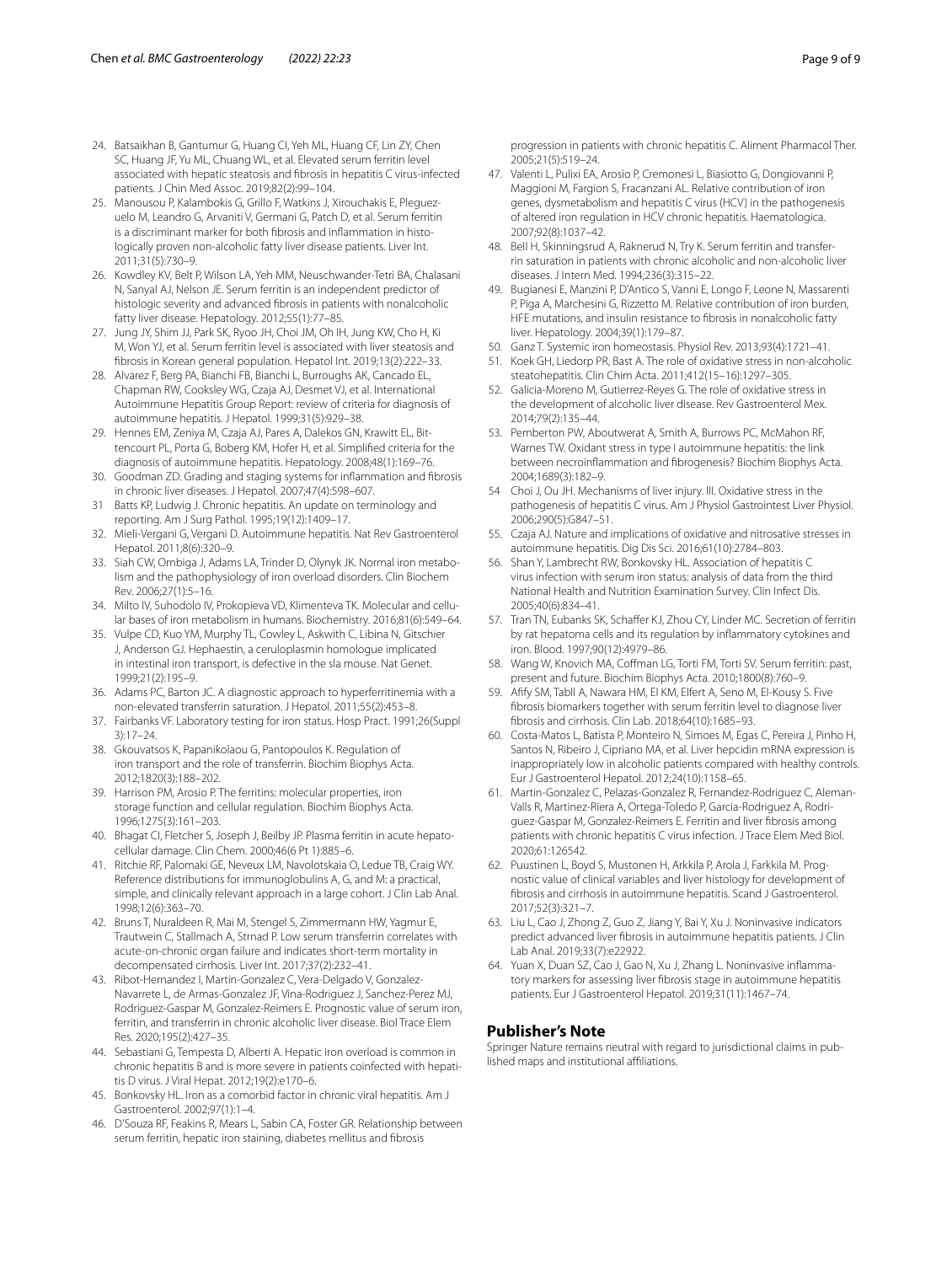24. Batsaikhan B, Gantumur G, Huang CI, Yeh ML, Huang CF, Lin ZY, Chen SC, Huang JF, Yu ML, Chuang WL, et al. Elevated serum ferritin level associated with hepatic steatosis and fibrosis in hepatitis C virus-infected patients. J Chin Med Assoc. 2019;82(2):99–104.
25. Manousou P, Kalambokis G, Grillo F, Watkins J, Xirouchakis E, Pleguezuelo M, Leandro G, Arvaniti V, Germani G, Patch D, et al. Serum ferritin is a discriminant marker for both fibrosis and inflammation in histologically proven non-alcoholic fatty liver disease patients. Liver Int. 2011;31(5):730–9.
26. Kowdley KV, Belt P, Wilson LA, Yeh MM, Neuschwander-Tetri BA, Chalasani N, Sanyal AJ, Nelson JE. Serum ferritin is an independent predictor of histologic severity and advanced fibrosis in patients with nonalcoholic fatty liver disease. Hepatology. 2012;55(1):77–85.
27. Jung JY, Shim JJ, Park SK, Ryoo JH, Choi JM, Oh IH, Jung KW, Cho H, Ki M, Won YJ, et al. Serum ferritin level is associated with liver steatosis and fibrosis in Korean general population. Hepatol Int. 2019;13(2):222–33.
28. Alvarez F, Berg PA, Bianchi FB, Bianchi L, Burroughs AK, Cancado EL, Chapman RW, Cooksley WG, Czaja AJ, Desmet VJ, et al. International Autoimmune Hepatitis Group Report: review of criteria for diagnosis of autoimmune hepatitis. J Hepatol. 1999;31(5):929–38.
29. Hennes EM, Zeniya M, Czaja AJ, Pares A, Dalekos GN, Krawitt EL, Bittencourt PL, Porta G, Boberg KM, Hofer H, et al. Simplified criteria for the diagnosis of autoimmune hepatitis. Hepatology. 2008;48(1):169–76.
30. Goodman ZD. Grading and staging systems for inflammation and fibrosis in chronic liver diseases. J Hepatol. 2007;47(4):598–607.
31. Batts KP, Ludwig J. Chronic hepatitis. An update on terminology and reporting. Am J Surg Pathol. 1995;19(12):1409–17.
32. Mieli-Vergani G, Vergani D. Autoimmune hepatitis. Nat Rev Gastroenterol Hepatol. 2011;8(6):320–9.
33. Siah CW, Ombiga J, Adams LA, Trinder D, Olynyk JK. Normal iron metabolism and the pathophysiology of iron overload disorders. Clin Biochem Rev. 2006;27(1):5–16.
34. Milto IV, Suhodolo IV, Prokopieva VD, Klimenteva TK. Molecular and cellular bases of iron metabolism in humans. Biochemistry. 2016;81(6):549–64.
35. Vulpe CD, Kuo YM, Murphy TL, Cowley L, Askwith C, Libina N, Gitschier J, Anderson GJ. Hephaestin, a ceruloplasmin homologue implicated in intestinal iron transport, is defective in the sla mouse. Nat Genet. 1999;21(2):195–9.
36. Adams PC, Barton JC. A diagnostic approach to hyperferritinemia with a non-elevated transferrin saturation. J Hepatol. 2011;55(2):453–8.
37. Fairbanks VF. Laboratory testing for iron status. Hosp Pract. 1991;26(Suppl 3):17–24.
38. Gkouvatsos K, Papanikolaou G, Pantopoulos K. Regulation of iron transport and the role of transferrin. Biochim Biophys Acta. 2012;1820(3):188–202.
39. Harrison PM, Arosio P. The ferritins: molecular properties, iron storage function and cellular regulation. Biochim Biophys Acta. 1996;1275(3):161–203.
40. Bhagat CI, Fletcher S, Joseph J, Beilby JP. Plasma ferritin in acute hepatocellular damage. Clin Chem. 2000;46(6 Pt 1):885–6.
41. Ritchie RF, Palomaki GE, Neveux LM, Navolotskaia O, Ledue TB, Craig WY. Reference distributions for immunoglobulins A, G, and M: a practical, simple, and clinically relevant approach in a large cohort. J Clin Lab Anal. 1998;12(6):363–70.
42. Bruns T, Nuraldeen R, Mai M, Stengel S, Zimmermann HW, Yagmur E, Trautwein C, Stallmach A, Strnad P. Low serum transferrin correlates with acute-on-chronic organ failure and indicates short-term mortality in decompensated cirrhosis. Liver Int. 2017;37(2):232–41.
43. Ribot-Hernandez I, Martin-Gonzalez C, Vera-Delgado V, Gonzalez-Navarrete L, de Armas-Gonzalez JF, Vina-Rodriguez J, Sanchez-Perez MJ, Rodriguez-Gaspar M, Gonzalez-Reimers E. Prognostic value of serum iron, ferritin, and transferrin in chronic alcoholic liver disease. Biol Trace Elem Res. 2020;195(2):427–35.
44. Sebastiani G, Tempesta D, Alberti A. Hepatic iron overload is common in chronic hepatitis B and is more severe in patients coinfected with hepatitis D virus. J Viral Hepat. 2012;19(2):e170–6.
45. Bonkovsky HL. Iron as a comorbid factor in chronic viral hepatitis. Am J Gastroenterol. 2002;97(1):1–4.
46. D'Souza RF, Feakins R, Mears L, Sabin CA, Foster GR. Relationship between serum ferritin, hepatic iron staining, diabetes mellitus and fibrosis progression in patients with chronic hepatitis C. Aliment Pharmacol Ther. 2005;21(5):519–24.
47. Valenti L, Pulixi EA, Arosio P, Cremonesi L, Biasiotto G, Dongiovanni P, Maggioni M, Fargion S, Fracanzani AL. Relative contribution of iron genes, dysmetabolism and hepatitis C virus (HCV) in the pathogenesis of altered iron regulation in HCV chronic hepatitis. Haematologica. 2007;92(8):1037–42.
48. Bell H, Skinningsrud A, Raknerud N, Try K. Serum ferritin and transferrin saturation in patients with chronic alcoholic and non-alcoholic liver diseases. J Intern Med. 1994;236(3):315–22.
49. Bugianesi E, Manzini P, D'Antico S, Vanni E, Longo F, Leone N, Massarenti P, Piga A, Marchesini G, Rizzetto M. Relative contribution of iron burden, HFE mutations, and insulin resistance to fibrosis in nonalcoholic fatty liver. Hepatology. 2004;39(1):179–87.
50. Ganz T. Systemic iron homeostasis. Physiol Rev. 2013;93(4):1721–41.
51. Koek GH, Liedorp PR, Bast A. The role of oxidative stress in non-alcoholic steatohepatitis. Clin Chim Acta. 2011;412(15–16):1297–305.
52. Galicia-Moreno M, Gutierrez-Reyes G. The role of oxidative stress in the development of alcoholic liver disease. Rev Gastroenterol Mex. 2014;79(2):135–44.
53. Pemberton PW, Aboutwerat A, Smith A, Burrows PC, McMahon RF, Warnes TW. Oxidant stress in type I autoimmune hepatitis: the link between necroinflammation and fibrogenesis? Biochim Biophys Acta. 2004;1689(3):182–9.
54. Choi J, Ou JH. Mechanisms of liver injury. III. Oxidative stress in the pathogenesis of hepatitis C virus. Am J Physiol Gastrointest Liver Physiol. 2006;290(5):G847–51.
55. Czaja AJ. Nature and implications of oxidative and nitrosative stresses in autoimmune hepatitis. Dig Dis Sci. 2016;61(10):2784–803.
56. Shan Y, Lambrecht RW, Bonkovsky HL. Association of hepatitis C virus infection with serum iron status: analysis of data from the third National Health and Nutrition Examination Survey. Clin Infect Dis. 2005;40(6):834–41.
57. Tran TN, Eubanks SK, Schaffer KJ, Zhou CY, Linder MC. Secretion of ferritin by rat hepatoma cells and its regulation by inflammatory cytokines and iron. Blood. 1997;90(12):4979–86.
58. Wang W, Knovich MA, Coffman LG, Torti FM, Torti SV. Serum ferritin: past, present and future. Biochim Biophys Acta. 2010;1800(8):760–9.
59. Afify SM, Tabll A, Nawara HM, El KM, Elfert A, Seno M, El-Kousy S. Five fibrosis biomarkers together with serum ferritin level to diagnose liver fibrosis and cirrhosis. Clin Lab. 2018;64(10):1685–93.
60. Costa-Matos L, Batista P, Monteiro N, Simoes M, Egas C, Pereira J, Pinho H, Santos N, Ribeiro J, Cipriano MA, et al. Liver hepcidin mRNA expression is inappropriately low in alcoholic patients compared with healthy controls. Eur J Gastroenterol Hepatol. 2012;24(10):1158–65.
61. Martin-Gonzalez C, Pelazas-Gonzalez R, Fernandez-Rodriguez C, Aleman-Valls R, Martinez-Riera A, Ortega-Toledo P, Garcia-Rodriguez A, Rodriguez-Gaspar M, Gonzalez-Reimers E. Ferritin and liver fibrosis among patients with chronic hepatitis C virus infection. J Trace Elem Med Biol. 2020;61:126542.
62. Puustinen L, Boyd S, Mustonen H, Arkkila P, Arola J, Farkkila M. Prognostic value of clinical variables and liver histology for development of fibrosis and cirrhosis in autoimmune hepatitis. Scand J Gastroenterol. 2017;52(3):321–7.
63. Liu L, Cao J, Zhong Z, Guo Z, Jiang Y, Bai Y, Xu J. Noninvasive indicators predict advanced liver fibrosis in autoimmune hepatitis patients. J Clin Lab Anal. 2019;33(7):e22922.
64. Yuan X, Duan SZ, Cao J, Gao N, Xu J, Zhang L. Noninvasive inflammatory markers for assessing liver fibrosis stage in autoimmune hepatitis patients. Eur J Gastroenterol Hepatol. 2019;31(11):1467–74.

## Publisher's Note

Springer Nature remains neutral with regard to jurisdictional claims in published maps and institutional affiliations.